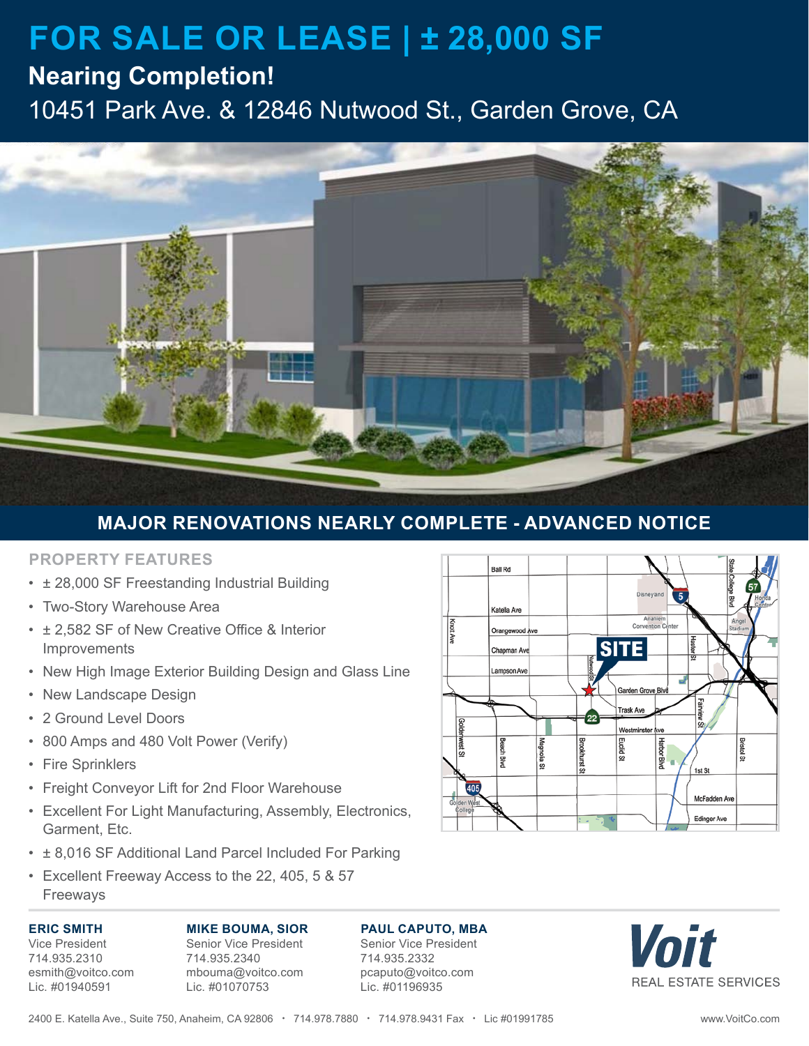# FOR SALE OR LEASE | ± 28,000 SF

## Nearing Completion!

10451 Park Ave. & 12846 Nutwood St., Garden Grove, CA

## MAJOR RENOVATIONS NEARLY COMPLETE - ADVANCED NOTICE

### PROPERTY FEATURES

- ± 28,000 SF Freestanding Industrial Building
- Two-Story Warehouse Area
- ± 2,582 SF of New Creative Office & Interior Improvements
- New High Image Exterior Building Design and Glass Line
- New Landscape Design
- 2 Ground Level Doors
- 800 Amps and 480 Volt Power (Verify)
- Fire Sprinklers
- Freight Conveyor Lift for 2nd Floor Warehouse
- Excellent For Light Manufacturing, Assembly, Electronics, Garment, Etc.
- ± 8,016 SF Additional Land Parcel Included For Parking
- Excellent Freeway Access to the 22, 405, 5 & 57 Freeways

**ERIC SMITH**
Vice President
714.935.2310
esmith@voitco.com
Lic. #01940591

**MIKE BOUMA, SIOR**
Senior Vice President
714.935.2340
mbouma@voitco.com
Lic. #01070753

**PAUL CAPUTO, MBA**
Senior Vice President
714.935.2332
pcaputo@voitco.com
Lic. #01196935

**Voit**
REAL ESTATE SERVICES

2400 E. Katella Ave., Suite 750, Anaheim, CA 92806 • 714.978.7880 • 714.978.9431 Fax • Lic #01991785

www.VoitCo.com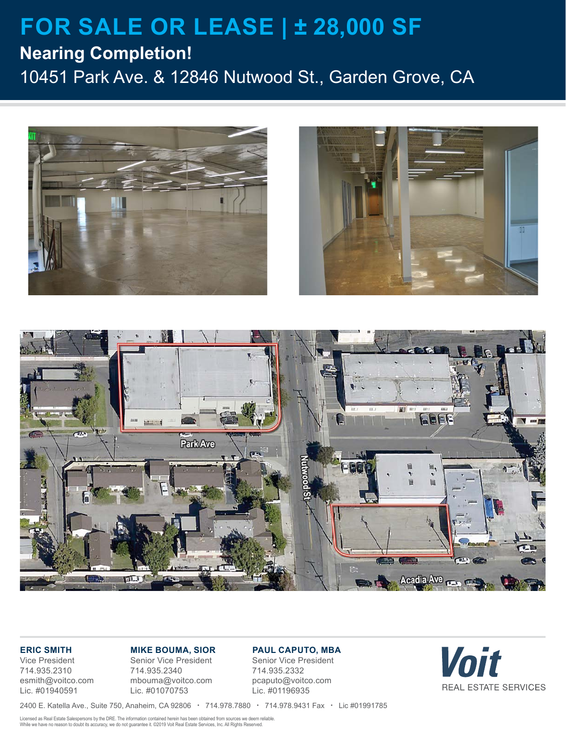# FOR SALE OR LEASE | ± 28,000 SF

## Nearing Completion!

10451 Park Ave. & 12846 Nutwood St., Garden Grove, CA

Park Ave

Nutwood St

Acadia Ave

**ERIC SMITH**
Vice President
714.935.2310
esmith@voitco.com
Lic. #01940591

**MIKE BOUMA, SIOR**
Senior Vice President
714.935.2340
mbouma@voitco.com
Lic. #01070753

**PAUL CAPUTO, MBA**
Senior Vice President
714.935.2332
pcaputo@voitco.com
Lic. #01196935

**Voit**
REAL ESTATE SERVICES

2400 E. Katella Ave., Suite 750, Anaheim, CA 92806 • 714.978.7880 • 714.978.9431 Fax • Lic #01991785

Licensed as Real Estate Salespersons by the DRE. The information contained herein has been obtained from sources we deem reliable.
While we have no reason to doubt its accuracy, we do not guarantee it. ©2019 Voit Real Estate Services, Inc. All Rights Reserved.